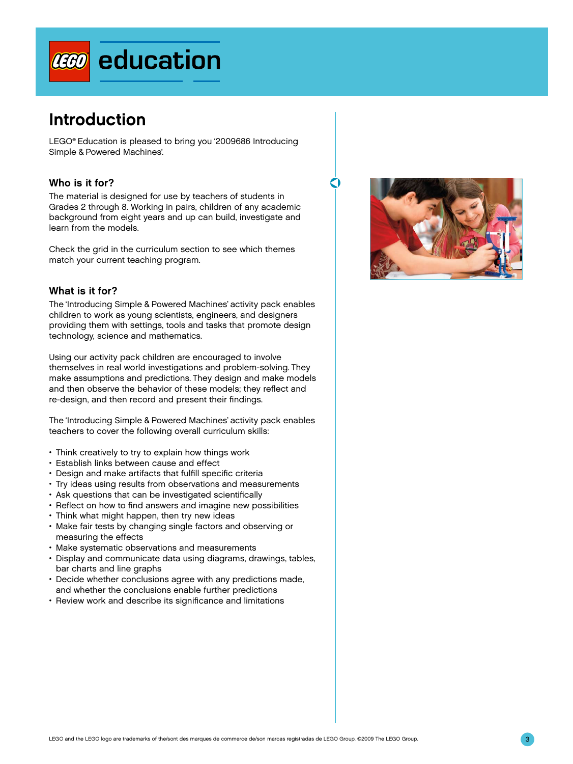# Introduction

LEGO® Education is pleased to bring you '2009686 Introducing Simple & Powered Machines'.

## Who is it for?

The material is designed for use by teachers of students in Grades 2 through 8. Working in pairs, children of any academic background from eight years and up can build, investigate and learn from the models.

Check the grid in the curriculum section to see which themes match your current teaching program.

## What is it for?

The 'Introducing Simple & Powered Machines' activity pack enables children to work as young scientists, engineers, and designers providing them with settings, tools and tasks that promote design technology, science and mathematics.

Using our activity pack children are encouraged to involve themselves in real world investigations and problem-solving. They make assumptions and predictions. They design and make models and then observe the behavior of these models; they reflect and re-design, and then record and present their findings.

The 'Introducing Simple & Powered Machines' activity pack enables teachers to cover the following overall curriculum skills:

- Think creatively to try to explain how things work
- Establish links between cause and effect
- Design and make artifacts that fulfill specific criteria
- Try ideas using results from observations and measurements
- Ask questions that can be investigated scientifically
- Reflect on how to find answers and imagine new possibilities
- Think what might happen, then try new ideas
- Make fair tests by changing single factors and observing or measuring the effects
- Make systematic observations and measurements
- Display and communicate data using diagrams, drawings, tables, bar charts and line graphs
- Decide whether conclusions agree with any predictions made, and whether the conclusions enable further predictions
- Review work and describe its significance and limitations

LEGO and the LEGO logo are trademarks of the/sont des marques de commerce de/son marcas registradas de LEGO Group. ©2009 The LEGO Group.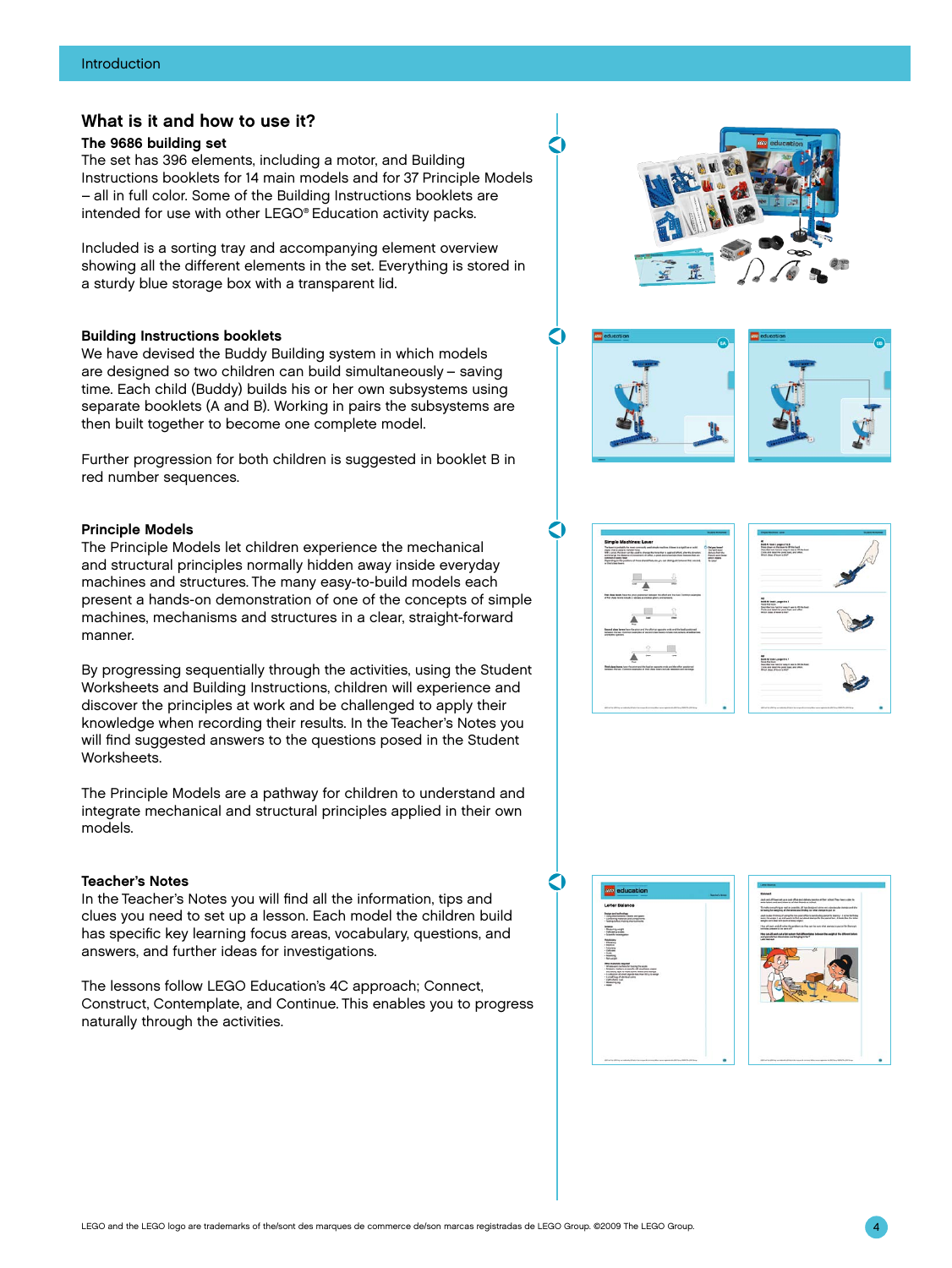## What is it and how to use it?

### The 9686 building set

The set has 396 elements, including a motor, and Building Instructions booklets for 14 main models and for 37 Principle Models – all in full color. Some of the Building Instructions booklets are intended for use with other LEGO® Education activity packs.

Included is a sorting tray and accompanying element overview showing all the different elements in the set. Everything is stored in a sturdy blue storage box with a transparent lid.

### Building Instructions booklets

We have devised the Buddy Building system in which models are designed so two children can build simultaneously – saving time. Each child (Buddy) builds his or her own subsystems using separate booklets (A and B). Working in pairs the subsystems are then built together to become one complete model.

Further progression for both children is suggested in booklet B in red number sequences.

### Principle Models

The Principle Models let children experience the mechanical and structural principles normally hidden away inside everyday machines and structures. The many easy-to-build models each present a hands-on demonstration of one of the concepts of simple machines, mechanisms and structures in a clear, straight-forward manner.

By progressing sequentially through the activities, using the Student Worksheets and Building Instructions, children will experience and discover the principles at work and be challenged to apply their knowledge when recording their results. In the Teacher's Notes you will find suggested answers to the questions posed in the Student Worksheets.

The Principle Models are a pathway for children to understand and integrate mechanical and structural principles applied in their own models.

### Teacher's Notes

In the Teacher's Notes you will find all the information, tips and clues you need to set up a lesson. Each model the children build has specific key learning focus areas, vocabulary, questions, and answers, and further ideas for investigations.

The lessons follow LEGO Education's 4C approach; Connect, Construct, Contemplate, and Continue. This enables you to progress naturally through the activities.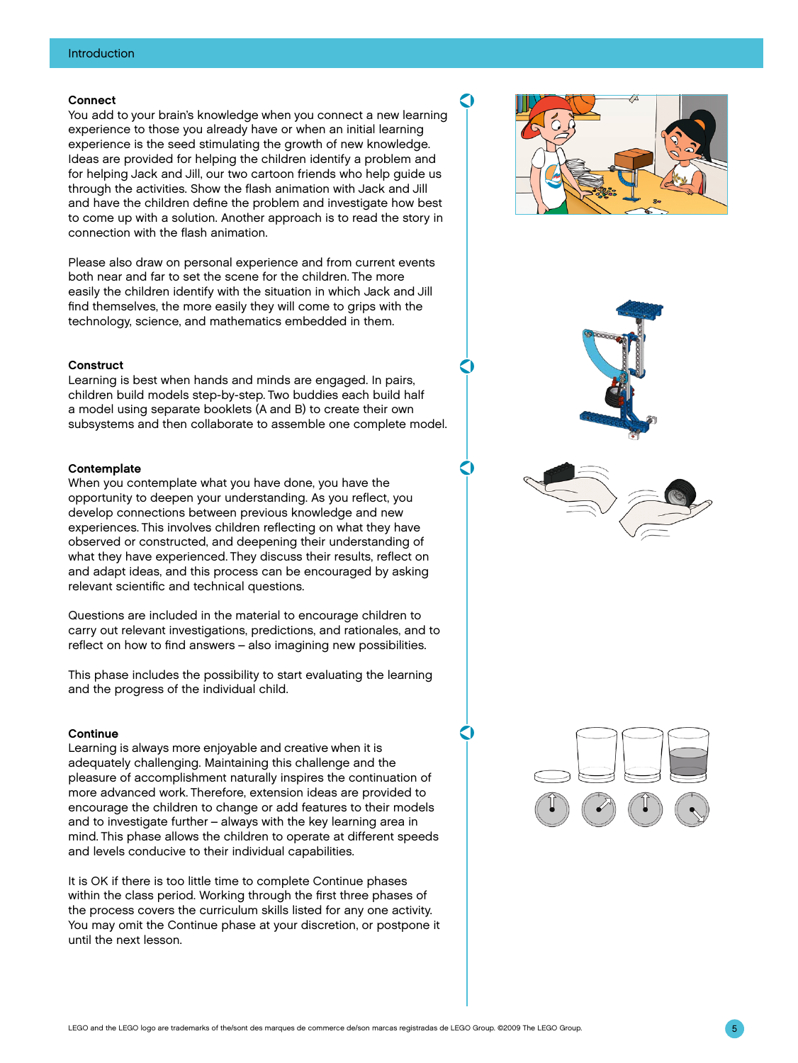### Connect

You add to your brain's knowledge when you connect a new learning experience to those you already have or when an initial learning experience is the seed stimulating the growth of new knowledge. Ideas are provided for helping the children identify a problem and for helping Jack and Jill, our two cartoon friends who help guide us through the activities. Show the flash animation with Jack and Jill and have the children define the problem and investigate how best to come up with a solution. Another approach is to read the story in connection with the flash animation.

Please also draw on personal experience and from current events both near and far to set the scene for the children. The more easily the children identify with the situation in which Jack and Jill find themselves, the more easily they will come to grips with the technology, science, and mathematics embedded in them.

### Construct

Learning is best when hands and minds are engaged. In pairs, children build models step-by-step. Two buddies each build half a model using separate booklets (A and B) to create their own subsystems and then collaborate to assemble one complete model.

### Contemplate

When you contemplate what you have done, you have the opportunity to deepen your understanding. As you reflect, you develop connections between previous knowledge and new experiences. This involves children reflecting on what they have observed or constructed, and deepening their understanding of what they have experienced. They discuss their results, reflect on and adapt ideas, and this process can be encouraged by asking relevant scientific and technical questions.

Questions are included in the material to encourage children to carry out relevant investigations, predictions, and rationales, and to reflect on how to find answers – also imagining new possibilities.

This phase includes the possibility to start evaluating the learning and the progress of the individual child.

### Continue

Learning is always more enjoyable and creative when it is adequately challenging. Maintaining this challenge and the pleasure of accomplishment naturally inspires the continuation of more advanced work. Therefore, extension ideas are provided to encourage the children to change or add features to their models and to investigate further – always with the key learning area in mind. This phase allows the children to operate at different speeds and levels conducive to their individual capabilities.

It is OK if there is too little time to complete Continue phases within the class period. Working through the first three phases of the process covers the curriculum skills listed for any one activity. You may omit the Continue phase at your discretion, or postpone it until the next lesson.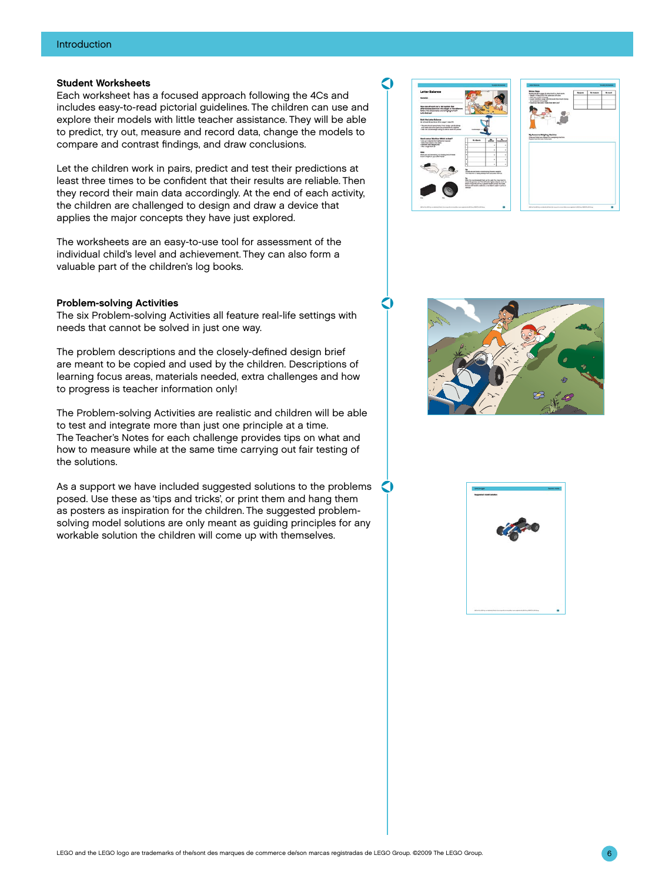## Student Worksheets

Each worksheet has a focused approach following the 4Cs and includes easy-to-read pictorial guidelines. The children can use and explore their models with little teacher assistance. They will be able to predict, try out, measure and record data, change the models to compare and contrast findings, and draw conclusions.

Let the children work in pairs, predict and test their predictions at least three times to be confident that their results are reliable. Then they record their main data accordingly. At the end of each activity, the children are challenged to design and draw a device that applies the major concepts they have just explored.

The worksheets are an easy-to-use tool for assessment of the individual child's level and achievement. They can also form a valuable part of the children's log books.

## Problem-solving Activities

The six Problem-solving Activities all feature real-life settings with needs that cannot be solved in just one way.

The problem descriptions and the closely-defined design brief are meant to be copied and used by the children. Descriptions of learning focus areas, materials needed, extra challenges and how to progress is teacher information only!

The Problem-solving Activities are realistic and children will be able to test and integrate more than just one principle at a time. The Teacher's Notes for each challenge provides tips on what and how to measure while at the same time carrying out fair testing of the solutions.

As a support we have included suggested solutions to the problems posed. Use these as 'tips and tricks', or print them and hang them as posters as inspiration for the children. The suggested problem-solving model solutions are only meant as guiding principles for any workable solution the children will come up with themselves.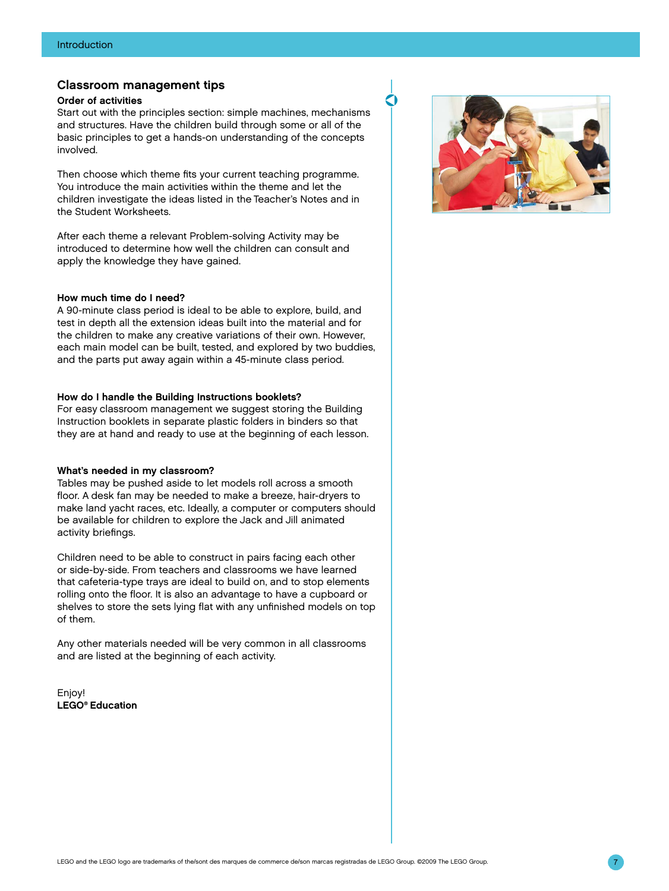## Classroom management tips

### Order of activities

Start out with the principles section: simple machines, mechanisms and structures. Have the children build through some or all of the basic principles to get a hands-on understanding of the concepts involved.

Then choose which theme fits your current teaching programme. You introduce the main activities within the theme and let the children investigate the ideas listed in the Teacher's Notes and in the Student Worksheets.

After each theme a relevant Problem-solving Activity may be introduced to determine how well the children can consult and apply the knowledge they have gained.

### How much time do I need?

A 90-minute class period is ideal to be able to explore, build, and test in depth all the extension ideas built into the material and for the children to make any creative variations of their own. However, each main model can be built, tested, and explored by two buddies, and the parts put away again within a 45-minute class period.

### How do I handle the Building Instructions booklets?

For easy classroom management we suggest storing the Building Instruction booklets in separate plastic folders in binders so that they are at hand and ready to use at the beginning of each lesson.

### What's needed in my classroom?

Tables may be pushed aside to let models roll across a smooth floor. A desk fan may be needed to make a breeze, hair-dryers to make land yacht races, etc. Ideally, a computer or computers should be available for children to explore the Jack and Jill animated activity briefings.

Children need to be able to construct in pairs facing each other or side-by-side. From teachers and classrooms we have learned that cafeteria-type trays are ideal to build on, and to stop elements rolling onto the floor. It is also an advantage to have a cupboard or shelves to store the sets lying flat with any unfinished models on top of them.

Any other materials needed will be very common in all classrooms and are listed at the beginning of each activity.

Enjoy!
**LEGO® Education**

LEGO and the LEGO logo are trademarks of the/sont des marques de commerce de/son marcas registradas de LEGO Group. ©2009 The LEGO Group.